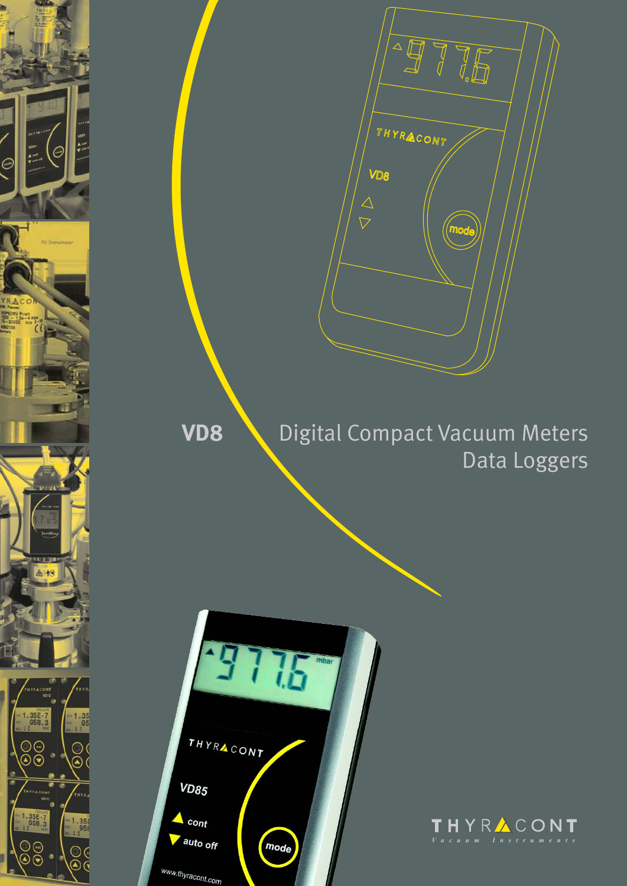# VD8

## Digital Compact Vacuum Meters
## Data Loggers

THYRACONT
Vacuum Instruments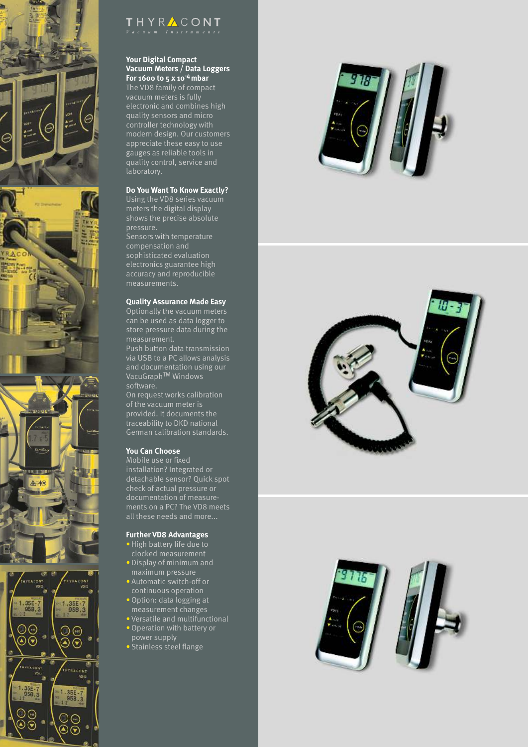THYRACONT
Vacuum Instruments

## Your Digital Compact Vacuum Meters / Data Loggers For 1600 to 5 x 10$^{-4}$ mbar

The VD8 family of compact vacuum meters is fully electronic and combines high quality sensors and micro controller technology with modern design. Our customers appreciate these easy to use gauges as reliable tools in quality control, service and laboratory.

## Do You Want To Know Exactly?

Using the VD8 series vacuum meters the digital display shows the precise absolute pressure.
Sensors with temperature compensation and sophisticated evaluation electronics guarantee high accuracy and reproducible measurements.

## Quality Assurance Made Easy

Optionally the vacuum meters can be used as data logger to store pressure data during the measurement.
Push button data transmission via USB to a PC allows analysis and documentation using our VacuGraph™ Windows software.
On request works calibration of the vacuum meter is provided. It documents the traceability to DKD national German calibration standards.

## You Can Choose

Mobile use or fixed installation? Integrated or detachable sensor? Quick spot check of actual pressure or documentation of measurements on a PC? The VD8 meets all these needs and more...

## Further VD8 Advantages

- High battery life due to clocked measurement
- Display of minimum and maximum pressure
- Automatic switch-off or continuous operation
- Option: data logging at measurement changes
- Versatile and multifunctional
- Operation with battery or power supply
- Stainless steel flange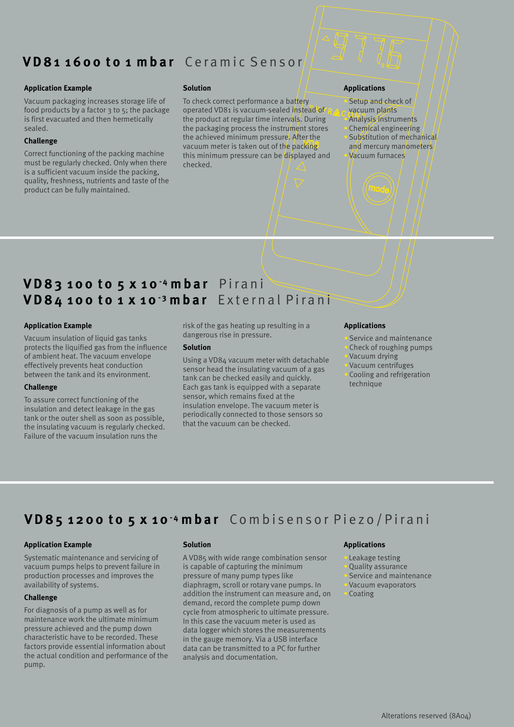## VD81 1600 to 1 mbar Ceramic Sensor

### Application Example

Vacuum packaging increases storage life of food products by a factor 3 to 5; the package is first evacuated and then hermetically sealed.

### Challenge

Correct functioning of the packing machine must be regularly checked. Only when there is a sufficient vacuum inside the packing, quality, freshness, nutrients and taste of the product can be fully maintained.

### Solution

To check correct performance a battery operated VD81 is vacuum-sealed instead of the product at regular time intervals. During the packaging process the instrument stores the achieved minimum pressure. After the vacuum meter is taken out of the packing this minimum pressure can be displayed and checked.

### Applications

- Setup and check of vacuum plants
- Analysis instruments
- Chemical engineering
- Substitution of mechanical and mercury manometers
- Vacuum furnaces

## VD83 100 to 5 x $10^{-4}$ mbar Pirani
## VD84 100 to 1 x $10^{-3}$ mbar External Pirani

### Application Example

Vacuum insulation of liquid gas tanks protects the liquified gas from the influence of ambient heat. The vacuum envelope effectively prevents heat conduction between the tank and its environment.

### Challenge

To assure correct functioning of the insulation and detect leakage in the gas tank or the outer shell as soon as possible, the insulating vacuum is regularly checked. Failure of the vacuum insulation runs the risk of the gas heating up resulting in a dangerous rise in pressure.

### Solution

Using a VD84 vacuum meter with detachable sensor head the insulating vacuum of a gas tank can be checked easily and quickly. Each gas tank is equipped with a separate sensor, which remains fixed at the insulation envelope. The vacuum meter is periodically connected to those sensors so that the vacuum can be checked.

### Applications

- Service and maintenance
- Check of roughing pumps
- Vacuum drying
- Vacuum centrifuges
- Cooling and refrigeration technique

## VD85 1200 to 5 x $10^{-4}$ mbar Combisensor Piezo/Pirani

### Application Example

Systematic maintenance and servicing of vacuum pumps helps to prevent failure in production processes and improves the availability of systems.

### Challenge

For diagnosis of a pump as well as for maintenance work the ultimate minimum pressure achieved and the pump down characteristic have to be recorded. These factors provide essential information about the actual condition and performance of the pump.

### Solution

A VD85 with wide range combination sensor is capable of capturing the minimum pressure of many pump types like diaphragm, scroll or rotary vane pumps. In addition the instrument can measure and, on demand, record the complete pump down cycle from atmospheric to ultimate pressure. In this case the vacuum meter is used as data logger which stores the measurements in the gauge memory. Via a USB interface data can be transmitted to a PC for further analysis and documentation.

### Applications

- Leakage testing
- Quality assurance
- Service and maintenance
- Vacuum evaporators
- Coating

Alterations reserved (8A04)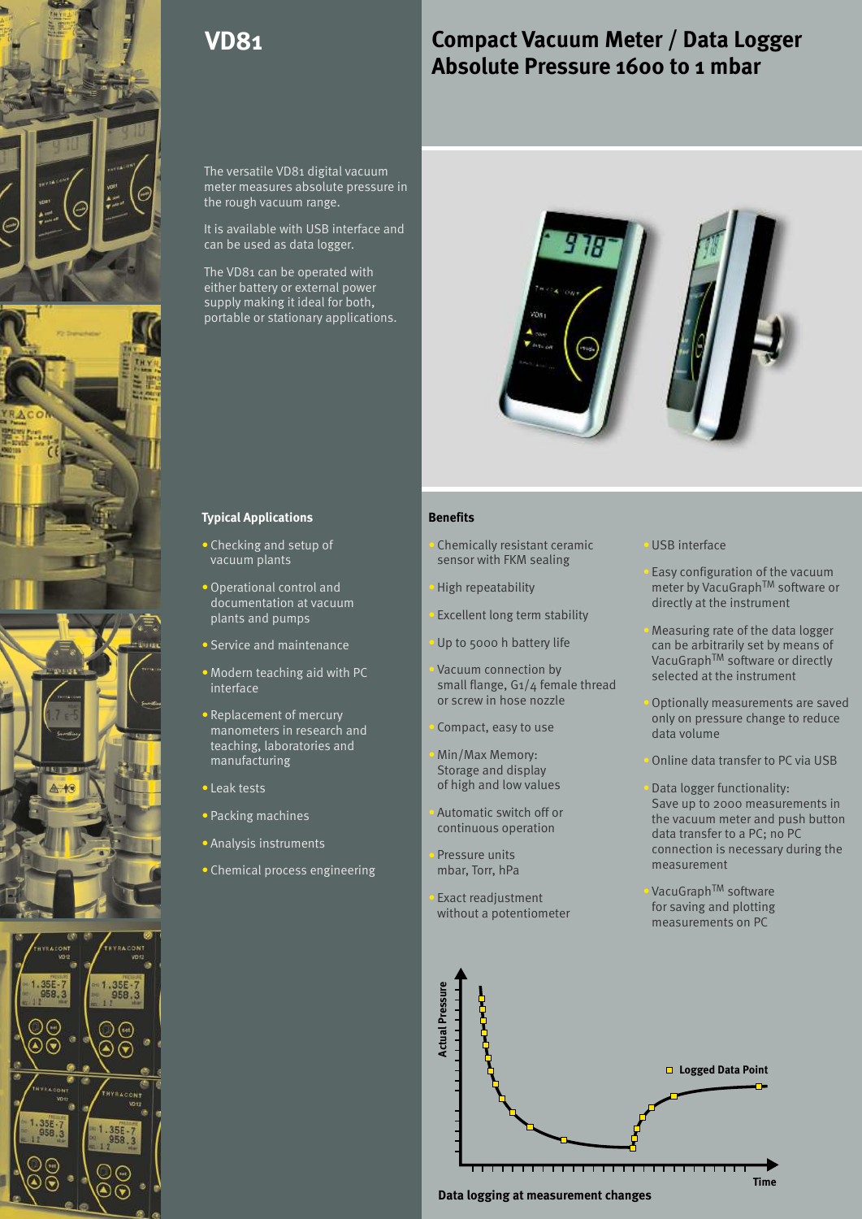# VD81

## Compact Vacuum Meter / Data Logger
## Absolute Pressure 1600 to 1 mbar

The versatile VD81 digital vacuum meter measures absolute pressure in the rough vacuum range.

It is available with USB interface and can be used as data logger.

The VD81 can be operated with either battery or external power supply making it ideal for both, portable or stationary applications.

### Typical Applications

- Checking and setup of vacuum plants
- Operational control and documentation at vacuum plants and pumps
- Service and maintenance
- Modern teaching aid with PC interface
- Replacement of mercury manometers in research and teaching, laboratories and manufacturing
- Leak tests
- Packing machines
- Analysis instruments
- Chemical process engineering

### Benefits

- Chemically resistant ceramic sensor with FKM sealing
- High repeatability
- Excellent long term stability
- Up to 5000 h battery life
- Vacuum connection by small flange, G1/4 female thread or screw in hose nozzle
- Compact, easy to use
- Min/Max Memory: Storage and display of high and low values
- Automatic switch off or continuous operation
- Pressure units mbar, Torr, hPa
- Exact readjustment without a potentiometer
- USB interface
- Easy configuration of the vacuum meter by VacuGraph™ software or directly at the instrument
- Measuring rate of the data logger can be arbitrarily set by means of VacuGraph™ software or directly selected at the instrument
- Optionally measurements are saved only on pressure change to reduce data volume
- Online data transfer to PC via USB
- Data logger functionality: Save up to 2000 measurements in the vacuum meter and push button data transfer to a PC; no PC connection is necessary during the measurement
- VacuGraph™ software for saving and plotting measurements on PC

Actual Pressure

Logged Data Point

Time

Data logging at measurement changes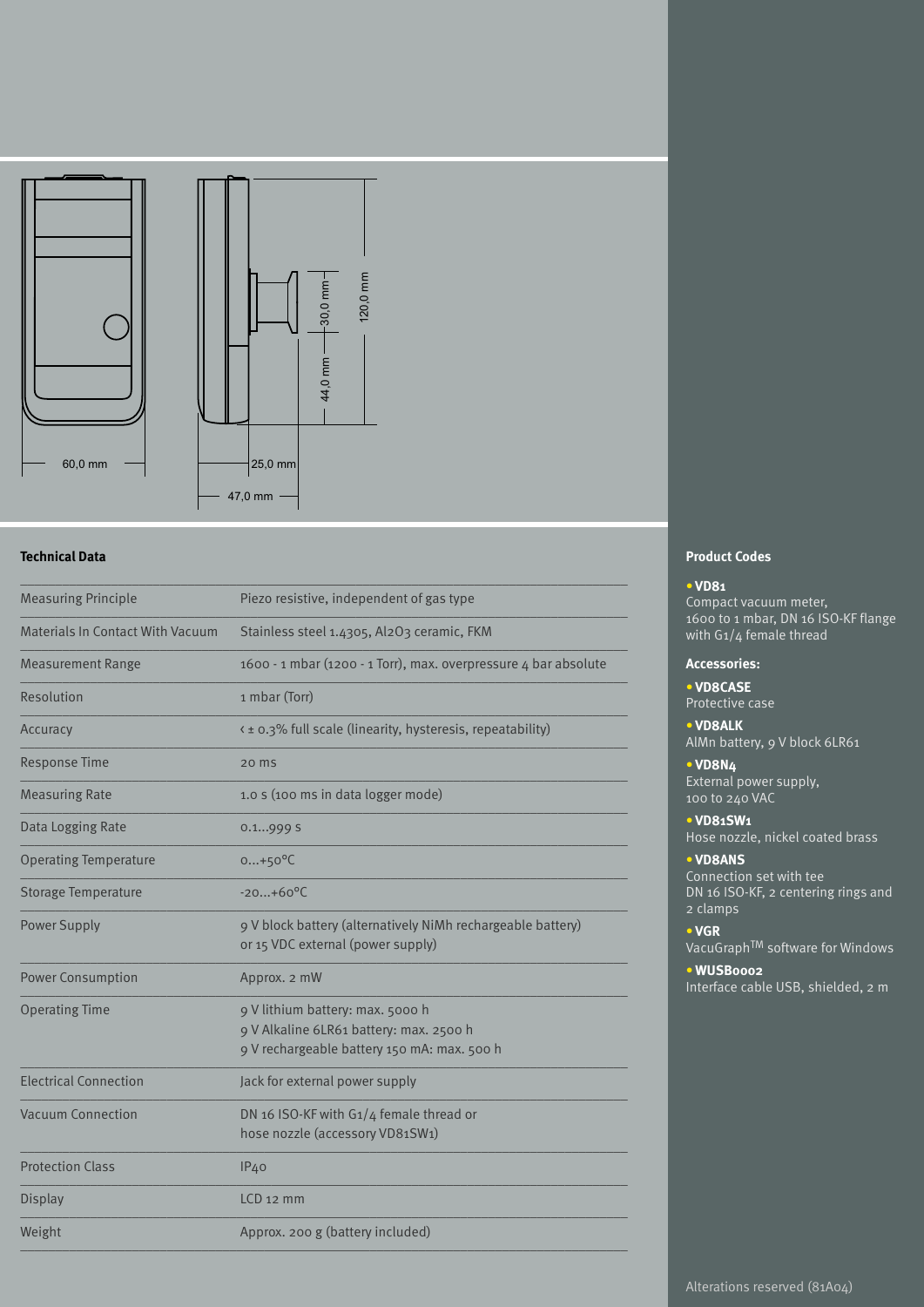60,0 mm

25,0 mm

47,0 mm

30,0 mm

44,0 mm

120,0 mm

## Technical Data

| | |
|---|---|
| Measuring Principle | Piezo resistive, independent of gas type |
| Materials In Contact With Vacuum | Stainless steel 1.4305, $Al_2O_3$ ceramic, FKM |
| Measurement Range | 1600 - 1 mbar (1200 - 1 Torr), max. overpressure 4 bar absolute |
| Resolution | 1 mbar (Torr) |
| Accuracy | < ± 0.3% full scale (linearity, hysteresis, repeatability) |
| Response Time | 20 ms |
| Measuring Rate | 1.0 s (100 ms in data logger mode) |
| Data Logging Rate | 0.1...999 s |
| Operating Temperature | 0...+50°C |
| Storage Temperature | -20...+60°C |
| Power Supply | 9 V block battery (alternatively NiMh rechargeable battery) or 15 VDC external (power supply) |
| Power Consumption | Approx. 2 mW |
| Operating Time | 9 V lithium battery: max. 5000 h<br>9 V Alkaline 6LR61 battery: max. 2500 h<br>9 V rechargeable battery 150 mA: max. 500 h |
| Electrical Connection | Jack for external power supply |
| Vacuum Connection | DN 16 ISO-KF with G1/4 female thread or hose nozzle (accessory VD81SW1) |
| Protection Class | IP40 |
| Display | LCD 12 mm |
| Weight | Approx. 200 g (battery included) |

## Product Codes

- **VD81**
  Compact vacuum meter, 1600 to 1 mbar, DN 16 ISO-KF flange with G1/4 female thread

### Accessories:

- **VD8CASE**
  Protective case
- **VD8ALK**
  AlMn battery, 9 V block 6LR61
- **VD8N4**
  External power supply, 100 to 240 VAC
- **VD81SW1**
  Hose nozzle, nickel coated brass
- **VD8ANS**
  Connection set with tee DN 16 ISO-KF, 2 centering rings and 2 clamps
- **VGR**
  VacuGraph™ software for Windows
- **WUSB0002**
  Interface cable USB, shielded, 2 m

Alterations reserved (81A04)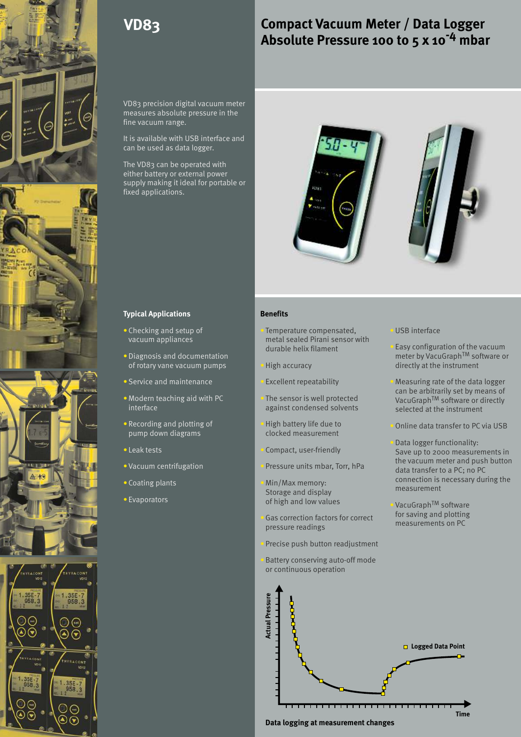# VD83

## Compact Vacuum Meter / Data Logger Absolute Pressure 100 to 5 x $10^{-4}$ mbar

VD83 precision digital vacuum meter measures absolute pressure in the fine vacuum range.

It is available with USB interface and can be used as data logger.

The VD83 can be operated with either battery or external power supply making it ideal for portable or fixed applications.

### Typical Applications

- Checking and setup of vacuum appliances
- Diagnosis and documentation of rotary vane vacuum pumps
- Service and maintenance
- Modern teaching aid with PC interface
- Recording and plotting of pump down diagrams
- Leak tests
- Vacuum centrifugation
- Coating plants
- Evaporators

### Benefits

- Temperature compensated, metal sealed Pirani sensor with durable helix filament
- High accuracy
- Excellent repeatability
- The sensor is well protected against condensed solvents
- High battery life due to clocked measurement
- Compact, user-friendly
- Pressure units mbar, Torr, hPa
- Min/Max memory: Storage and display of high and low values
- Gas correction factors for correct pressure readings
- Precise push button readjustment
- Battery conserving auto-off mode or continuous operation
- USB interface
- Easy configuration of the vacuum meter by VacuGraph™ software or directly at the instrument
- Measuring rate of the data logger can be arbitrarily set by means of VacuGraph™ software or directly selected at the instrument
- Online data transfer to PC via USB
- Data logger functionality: Save up to 2000 measurements in the vacuum meter and push button data transfer to a PC; no PC connection is necessary during the measurement
- VacuGraph™ software for saving and plotting measurements on PC

Data logging at measurement changes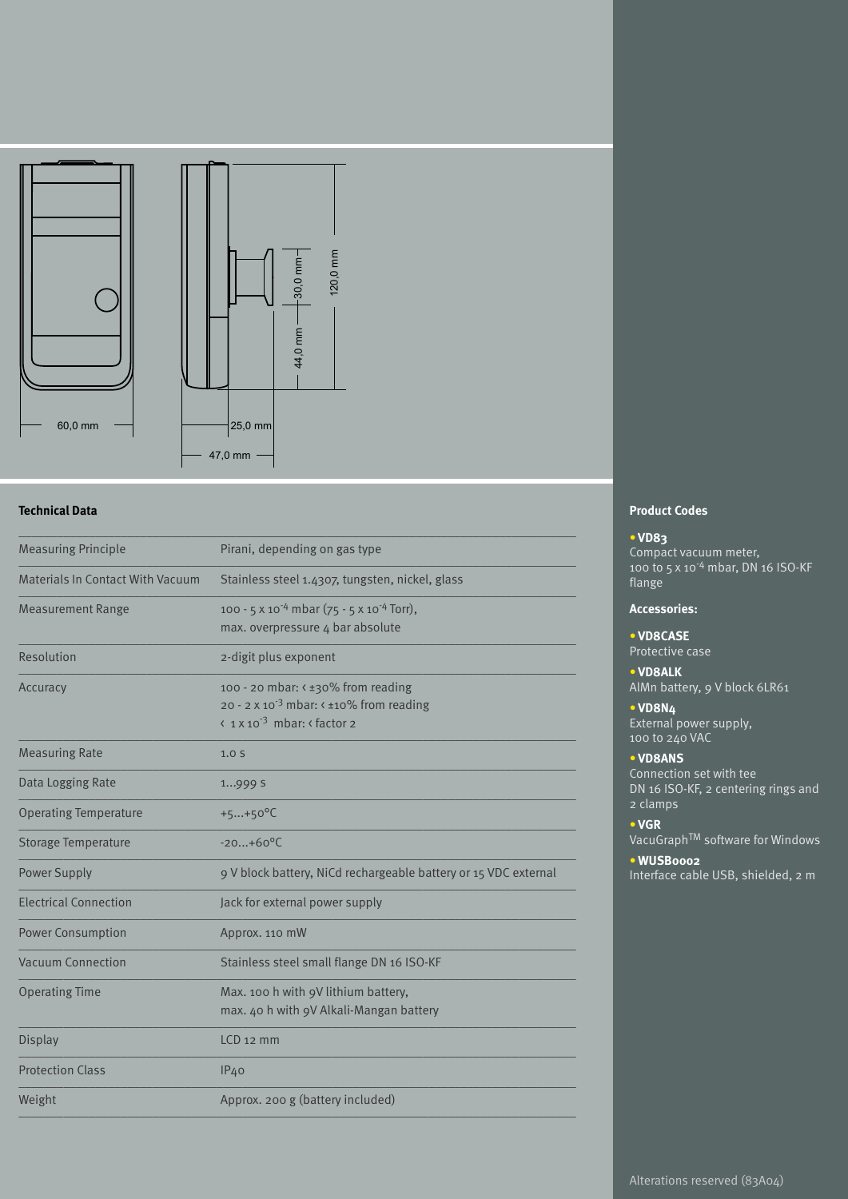60,0 mm

25,0 mm

47,0 mm

30,0 mm

44,0 mm

120,0 mm

## Technical Data

| | |
|---|---|
| Measuring Principle | Pirani, depending on gas type |
| Materials In Contact With Vacuum | Stainless steel 1.4307, tungsten, nickel, glass |
| Measurement Range | 100 - 5 x $10^{-4}$ mbar (75 - 5 x $10^{-4}$ Torr), max. overpressure 4 bar absolute |
| Resolution | 2-digit plus exponent |
| Accuracy | 100 - 20 mbar: < ±30% from reading<br>20 - 2 x $10^{-3}$ mbar: < ±10% from reading<br>< 1 x $10^{-3}$ mbar: < factor 2 |
| Measuring Rate | 1.0 s |
| Data Logging Rate | 1...999 s |
| Operating Temperature | +5...+50°C |
| Storage Temperature | -20...+60°C |
| Power Supply | 9 V block battery, NiCd rechargeable battery or 15 VDC external |
| Electrical Connection | Jack for external power supply |
| Power Consumption | Approx. 110 mW |
| Vacuum Connection | Stainless steel small flange DN 16 ISO-KF |
| Operating Time | Max. 100 h with 9V lithium battery,<br>max. 40 h with 9V Alkali-Mangan battery |
| Display | LCD 12 mm |
| Protection Class | IP40 |
| Weight | Approx. 200 g (battery included) |

## Product Codes

- **VD83**
  Compact vacuum meter, 100 to 5 x $10^{-4}$ mbar, DN 16 ISO-KF flange

**Accessories:**

- **VD8CASE**
  Protective case
- **VD8ALK**
  AlMn battery, 9 V block 6LR61
- **VD8N4**
  External power supply, 100 to 240 VAC
- **VD8ANS**
  Connection set with tee DN 16 ISO-KF, 2 centering rings and 2 clamps
- **VGR**
  VacuGraph™ software for Windows
- **WUSB0002**
  Interface cable USB, shielded, 2 m

Alterations reserved (83A04)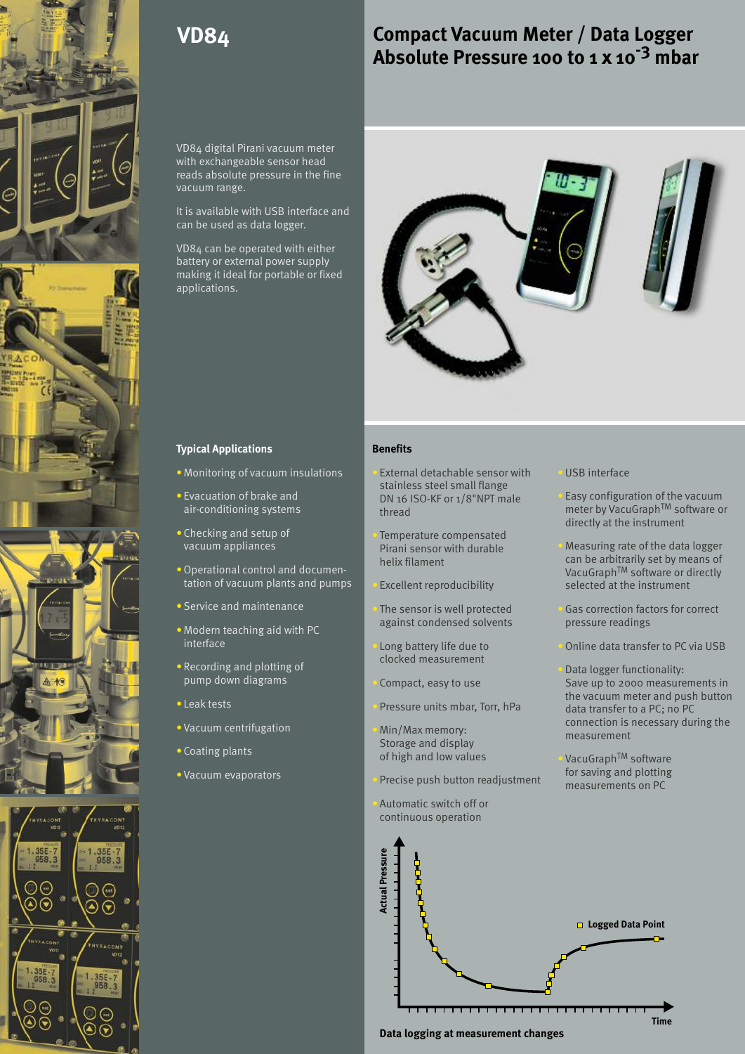# VD84

## Compact Vacuum Meter / Data Logger Absolute Pressure 100 to 1 x $10^{-3}$ mbar

VD84 digital Pirani vacuum meter with exchangeable sensor head reads absolute pressure in the fine vacuum range.

It is available with USB interface and can be used as data logger.

VD84 can be operated with either battery or external power supply making it ideal for portable or fixed applications.

### Typical Applications

- Monitoring of vacuum insulations
- Evacuation of brake and air-conditioning systems
- Checking and setup of vacuum appliances
- Operational control and documentation of vacuum plants and pumps
- Service and maintenance
- Modern teaching aid with PC interface
- Recording and plotting of pump down diagrams
- Leak tests
- Vacuum centrifugation
- Coating plants
- Vacuum evaporators

### Benefits

- External detachable sensor with stainless steel small flange DN 16 ISO-KF or 1/8"NPT male thread
- Temperature compensated Pirani sensor with durable helix filament
- Excellent reproducibility
- The sensor is well protected against condensed solvents
- Long battery life due to clocked measurement
- Compact, easy to use
- Pressure units mbar, Torr, hPa
- Min/Max memory: Storage and display of high and low values
- Precise push button readjustment
- Automatic switch off or continuous operation
- USB interface
- Easy configuration of the vacuum meter by VacuGraph™ software or directly at the instrument
- Measuring rate of the data logger can be arbitrarily set by means of VacuGraph™ software or directly selected at the instrument
- Gas correction factors for correct pressure readings
- Online data transfer to PC via USB
- Data logger functionality: Save up to 2000 measurements in the vacuum meter and push button data transfer to a PC; no PC connection is necessary during the measurement
- VacuGraph™ software for saving and plotting measurements on PC

Data logging at measurement changes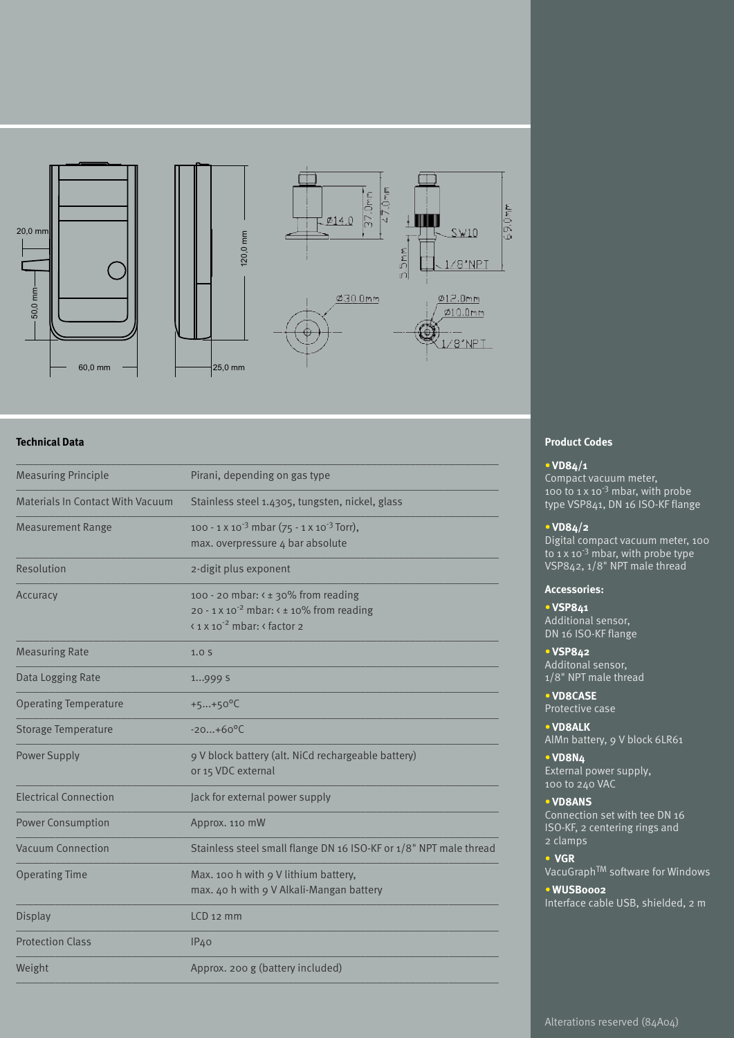## Technical Data

| Technical Data | |
|---|---|
| Measuring Principle | Pirani, depending on gas type |
| Materials In Contact With Vacuum | Stainless steel 1.4305, tungsten, nickel, glass |
| Measurement Range | 100 - 1 x $10^{-3}$ mbar (75 - 1 x $10^{-3}$ Torr), max. overpressure 4 bar absolute |
| Resolution | 2-digit plus exponent |
| Accuracy | 100 - 20 mbar: < ± 30% from reading<br>20 - 1 x $10^{-2}$ mbar: < ± 10% from reading<br>< 1 x $10^{-2}$ mbar: < factor 2 |
| Measuring Rate | 1.0 s |
| Data Logging Rate | 1...999 s |
| Operating Temperature | +5...+50°C |
| Storage Temperature | -20...+60°C |
| Power Supply | 9 V block battery (alt. NiCd rechargeable battery) or 15 VDC external |
| Electrical Connection | Jack for external power supply |
| Power Consumption | Approx. 110 mW |
| Vacuum Connection | Stainless steel small flange DN 16 ISO-KF or 1/8" NPT male thread |
| Operating Time | Max. 100 h with 9 V lithium battery, max. 40 h with 9 V Alkali-Mangan battery |
| Display | LCD 12 mm |
| Protection Class | IP40 |
| Weight | Approx. 200 g (battery included) |

## Product Codes

- **VD84/1**
  Compact vacuum meter, 100 to 1 x $10^{-3}$ mbar, with probe type VSP841, DN 16 ISO-KF flange
- **VD84/2**
  Digital compact vacuum meter, 100 to 1 x $10^{-3}$ mbar, with probe type VSP842, 1/8" NPT male thread

### Accessories:

- **VSP841**
  Additional sensor, DN 16 ISO-KF flange
- **VSP842**
  Additonal sensor, 1/8" NPT male thread
- **VD8CASE**
  Protective case
- **VD8ALK**
  AlMn battery, 9 V block 6LR61
- **VD8N4**
  External power supply, 100 to 240 VAC
- **VD8ANS**
  Connection set with tee DN 16 ISO-KF, 2 centering rings and 2 clamps
- **VGR**
  VacuGraph™ software for Windows
- **WUSB0002**
  Interface cable USB, shielded, 2 m

Alterations reserved (84A04)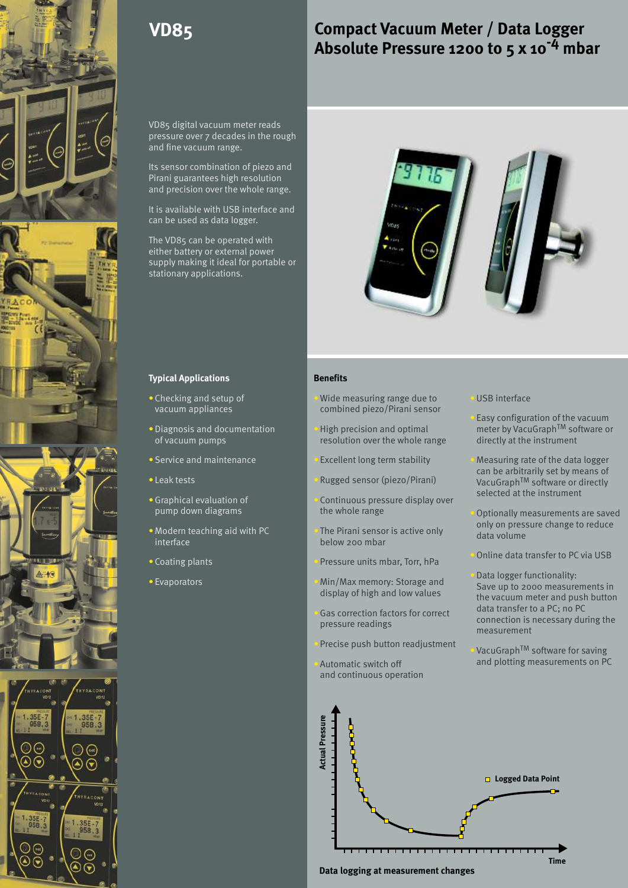# VD85

## Compact Vacuum Meter / Data Logger Absolute Pressure 1200 to 5 x $10^{-4}$ mbar

VD85 digital vacuum meter reads pressure over 7 decades in the rough and fine vacuum range.

Its sensor combination of piezo and Pirani guarantees high resolution and precision over the whole range.

It is available with USB interface and can be used as data logger.

The VD85 can be operated with either battery or external power supply making it ideal for portable or stationary applications.

### Typical Applications

- Checking and setup of vacuum appliances
- Diagnosis and documentation of vacuum pumps
- Service and maintenance
- Leak tests
- Graphical evaluation of pump down diagrams
- Modern teaching aid with PC interface
- Coating plants
- Evaporators

### Benefits

- Wide measuring range due to combined piezo/Pirani sensor
- High precision and optimal resolution over the whole range
- Excellent long term stability
- Rugged sensor (piezo/Pirani)
- Continuous pressure display over the whole range
- The Pirani sensor is active only below 200 mbar
- Pressure units mbar, Torr, hPa
- Min/Max memory: Storage and display of high and low values
- Gas correction factors for correct pressure readings
- Precise push button readjustment
- Automatic switch off and continuous operation
- USB interface
- Easy configuration of the vacuum meter by VacuGraph™ software or directly at the instrument
- Measuring rate of the data logger can be arbitrarily set by means of VacuGraph™ software or directly selected at the instrument
- Optionally measurements are saved only on pressure change to reduce data volume
- Online data transfer to PC via USB
- Data logger functionality: Save up to 2000 measurements in the vacuum meter and push button data transfer to a PC; no PC connection is necessary during the measurement
- VacuGraph™ software for saving and plotting measurements on PC

Data logging at measurement changes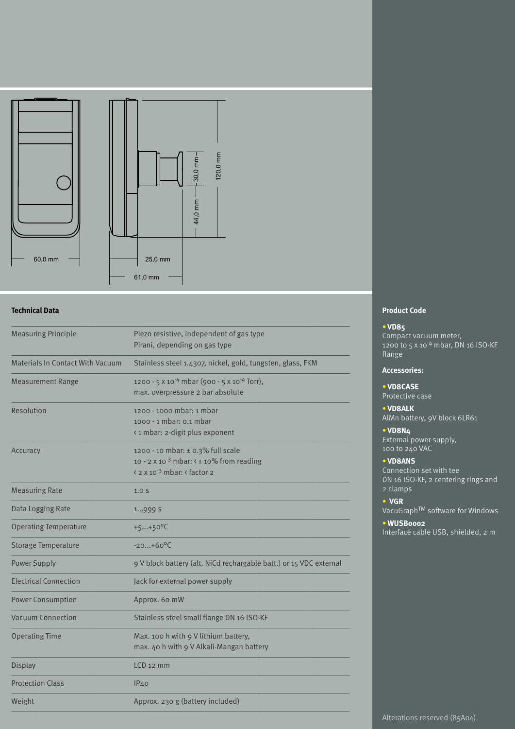60,0 mm

25,0 mm

61,0 mm

30,0 mm

44,0 mm

120,0 mm

## Technical Data

| | |
|---|---|
| Measuring Principle | Piezo resistive, independent of gas type<br>Pirani, depending on gas type |
| Materials In Contact With Vacuum | Stainless steel 1.4307, nickel, gold, tungsten, glass, FKM |
| Measurement Range | 1200 - 5 x $10^{-4}$ mbar (900 - 5 x $10^{-4}$ Torr),<br>max. overpressure 2 bar absolute |
| Resolution | 1200 - 1000 mbar: 1 mbar<br>1000 - 1 mbar: 0.1 mbar<br>< 1 mbar: 2-digit plus exponent |
| Accuracy | 1200 - 10 mbar: ± 0.3% full scale<br>10 - 2 x $10^{-3}$ mbar: < ± 10% from reading<br>< 2 x $10^{-3}$ mbar: < factor 2 |
| Measuring Rate | 1.0 s |
| Data Logging Rate | 1...999 s |
| Operating Temperature | +5...+50°C |
| Storage Temperature | -20...+60°C |
| Power Supply | 9 V block battery (alt. NiCd rechargable batt.) or 15 VDC external |
| Electrical Connection | Jack for external power supply |
| Power Consumption | Approx. 60 mW |
| Vacuum Connection | Stainless steel small flange DN 16 ISO-KF |
| Operating Time | Max. 100 h with 9 V lithium battery,<br>max. 40 h with 9 V Alkali-Mangan battery |
| Display | LCD 12 mm |
| Protection Class | IP40 |
| Weight | Approx. 230 g (battery included) |

## Product Code

- **VD85**
  Compact vacuum meter,
  1200 to 5 x $10^{-4}$ mbar, DN 16 ISO-KF flange

### Accessories:

- **VD8CASE**
  Protective case
- **VD8ALK**
  AlMn battery, 9V block 6LR61
- **VD8N4**
  External power supply,
  100 to 240 VAC
- **VD8ANS**
  Connection set with tee
  DN 16 ISO-KF, 2 centering rings and 2 clamps
- **VGR**
  VacuGraph™ software for Windows
- **WUSB0002**
  Interface cable USB, shielded, 2 m

Alterations reserved (85A04)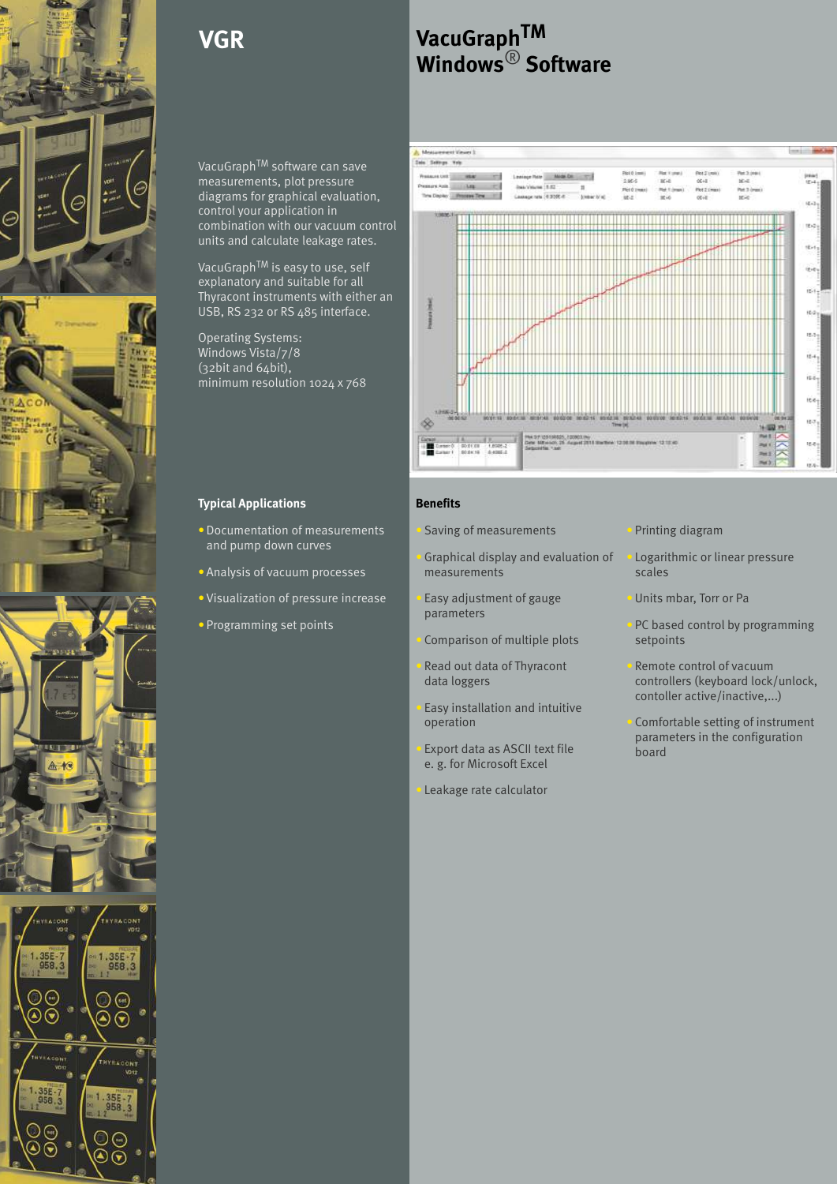# VGR

## VacuGraph™ Windows® Software

VacuGraph™ software can save measurements, plot pressure diagrams for graphical evaluation, control your application in combination with our vacuum control units and calculate leakage rates.

VacuGraph™ is easy to use, self explanatory and suitable for all Thyracont instruments with either an USB, RS 232 or RS 485 interface.

Operating Systems:
Windows Vista/7/8
(32bit and 64bit),
minimum resolution 1024 x 768

### Typical Applications

- Documentation of measurements and pump down curves
- Analysis of vacuum processes
- Visualization of pressure increase
- Programming set points

### Benefits

- Saving of measurements
- Graphical display and evaluation of measurements
- Easy adjustment of gauge parameters
- Comparison of multiple plots
- Read out data of Thyracont data loggers
- Easy installation and intuitive operation
- Export data as ASCII text file e. g. for Microsoft Excel
- Leakage rate calculator
- Printing diagram
- Logarithmic or linear pressure scales
- Units mbar, Torr or Pa
- PC based control by programming setpoints
- Remote control of vacuum controllers (keyboard lock/unlock, contoller active/inactive,...)
- Comfortable setting of instrument parameters in the configuration board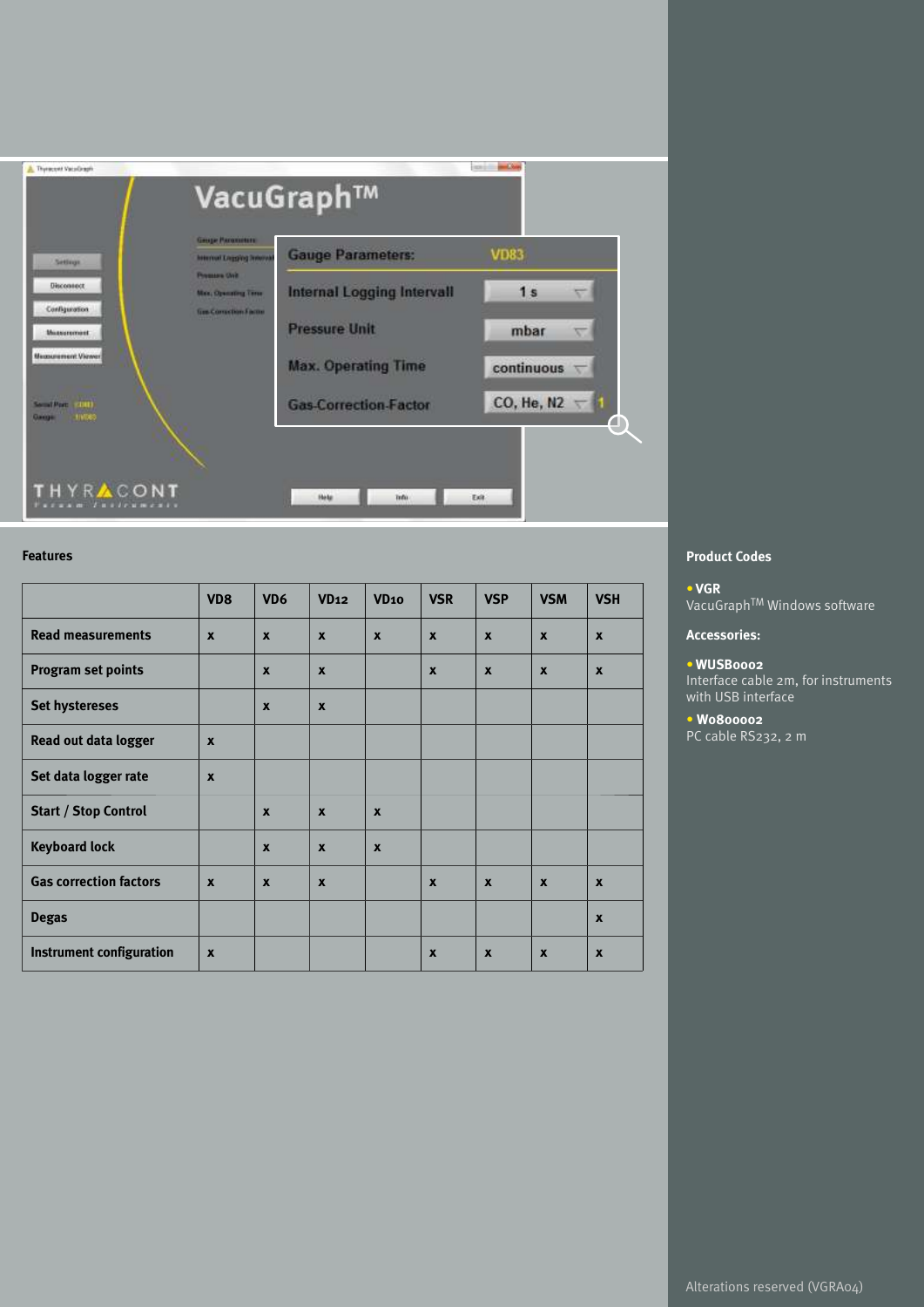## Features

| | VD8 | VD6 | VD12 | VD10 | VSR | VSP | VSM | VSH |
|---|---|---|---|---|---|---|---|---|
| Read measurements | x | x | x | x | x | x | x | x |
| Program set points | | x | x | | x | x | x | x |
| Set hystereses | | x | x | | | | | |
| Read out data logger | x | | | | | | | |
| Set data logger rate | x | | | | | | | |
| Start / Stop Control | | x | x | x | | | | |
| Keyboard lock | | x | x | x | | | | |
| Gas correction factors | x | x | x | | x | x | x | x |
| Degas | | | | | | | | x |
| Instrument configuration | x | | | | x | x | x | x |

**Product Codes**

- **VGR**
  VacuGraph™ Windows software

**Accessories:**

- **WUSB0002**
  Interface cable 2m, for instruments with USB interface
- **W0800002**
  PC cable RS232, 2 m

Alterations reserved (VGRA04)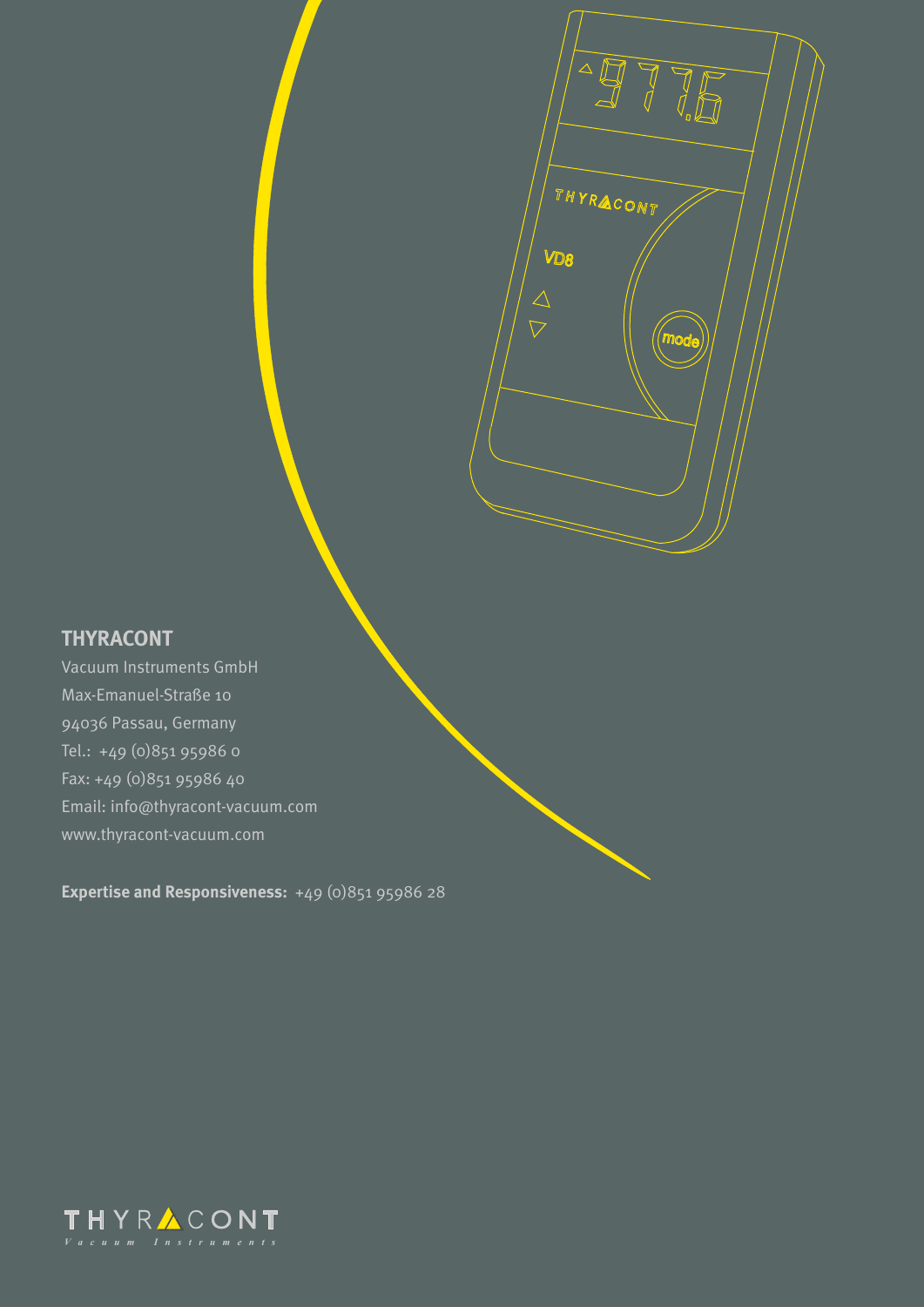**THYRACONT**

Vacuum Instruments GmbH
Max-Emanuel-Straße 10
94036 Passau, Germany
Tel.: +49 (0)851 95986 0
Fax: +49 (0)851 95986 40
Email: info@thyracont-vacuum.com
www.thyracont-vacuum.com

**Expertise and Responsiveness:** +49 (0)851 95986 28

THYRACONT
Vacuum Instruments